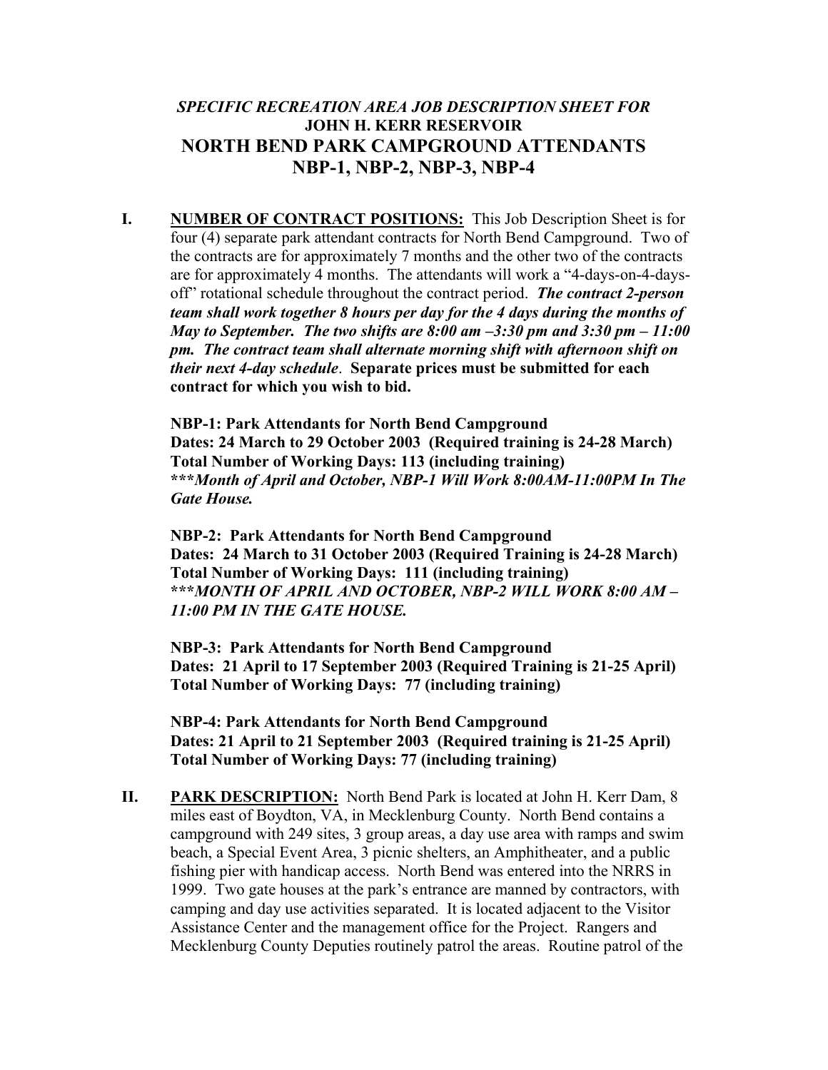## *SPECIFIC RECREATION AREA JOB DESCRIPTION SHEET FOR*
## JOHN H. KERR RESERVOIR
# NORTH BEND PARK CAMPGROUND ATTENDANTS
# NBP-1, NBP-2, NBP-3, NBP-4

**I. NUMBER OF CONTRACT POSITIONS:** This Job Description Sheet is for four (4) separate park attendant contracts for North Bend Campground. Two of the contracts are for approximately 7 months and the other two of the contracts are for approximately 4 months. The attendants will work a "4-days-on-4-days-off" rotational schedule throughout the contract period. ***The contract 2-person team shall work together 8 hours per day for the 4 days during the months of May to September. The two shifts are 8:00 am –3:30 pm and 3:30 pm – 11:00 pm. The contract team shall alternate morning shift with afternoon shift on their next 4-day schedule***. **Separate prices must be submitted for each contract for which you wish to bid.**

**NBP-1: Park Attendants for North Bend Campground**
**Dates: 24 March to 29 October 2003 (Required training is 24-28 March)**
**Total Number of Working Days: 113 (including training)**
**\*\*\****Month of April and October, NBP-1 Will Work 8:00AM-11:00PM In The Gate House.***

**NBP-2: Park Attendants for North Bend Campground**
**Dates: 24 March to 31 October 2003 (Required Training is 24-28 March)**
**Total Number of Working Days: 111 (including training)**
**\*\*\****MONTH OF APRIL AND OCTOBER, NBP-2 WILL WORK 8:00 AM – 11:00 PM IN THE GATE HOUSE.***

**NBP-3: Park Attendants for North Bend Campground**
**Dates: 21 April to 17 September 2003 (Required Training is 21-25 April)**
**Total Number of Working Days: 77 (including training)**

**NBP-4: Park Attendants for North Bend Campground**
**Dates: 21 April to 21 September 2003 (Required training is 21-25 April)**
**Total Number of Working Days: 77 (including training)**

**II. PARK DESCRIPTION:** North Bend Park is located at John H. Kerr Dam, 8 miles east of Boydton, VA, in Mecklenburg County. North Bend contains a campground with 249 sites, 3 group areas, a day use area with ramps and swim beach, a Special Event Area, 3 picnic shelters, an Amphitheater, and a public fishing pier with handicap access. North Bend was entered into the NRRS in 1999. Two gate houses at the park's entrance are manned by contractors, with camping and day use activities separated. It is located adjacent to the Visitor Assistance Center and the management office for the Project. Rangers and Mecklenburg County Deputies routinely patrol the areas. Routine patrol of the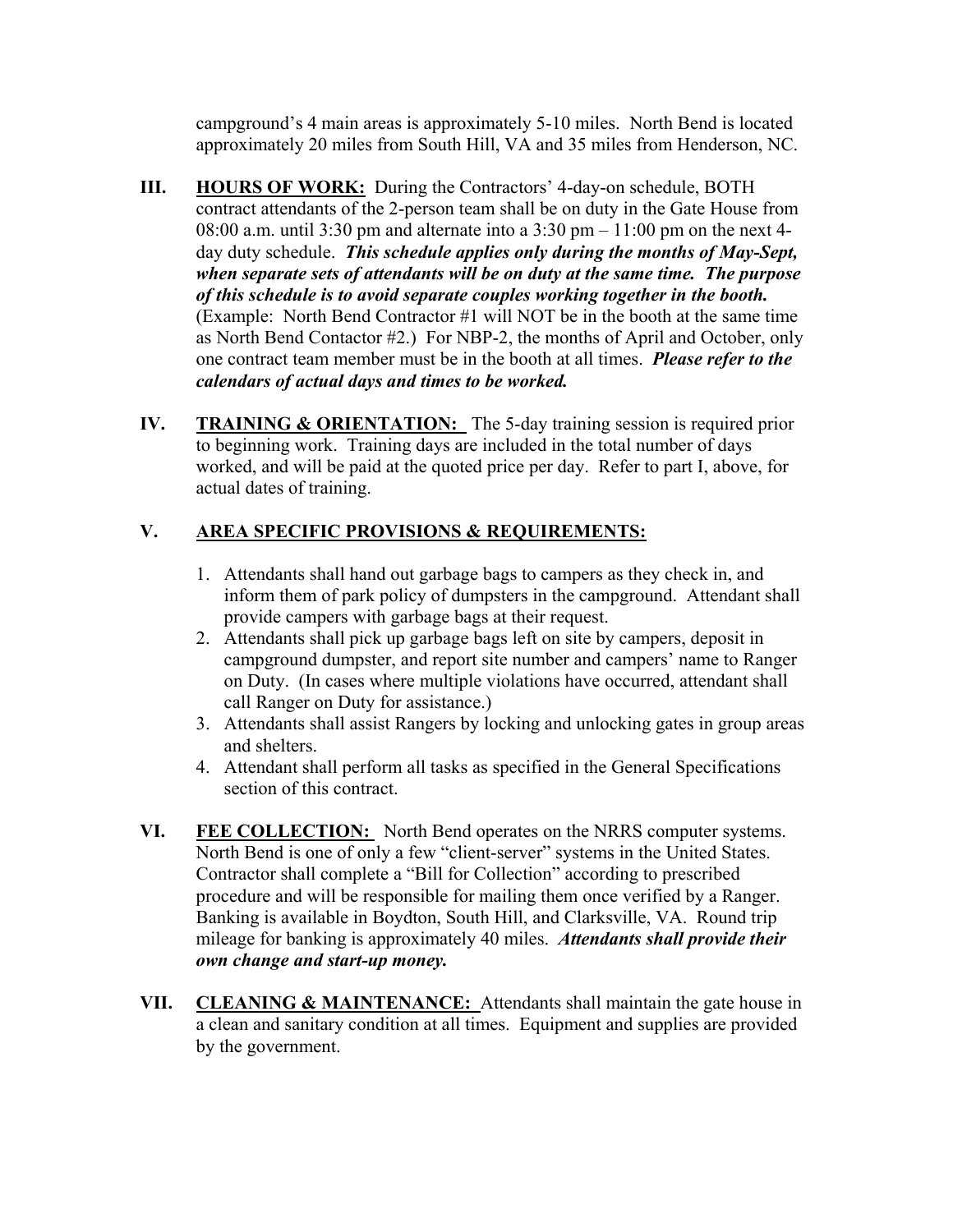campground's 4 main areas is approximately 5-10 miles. North Bend is located approximately 20 miles from South Hill, VA and 35 miles from Henderson, NC.

**III. <u>HOURS OF WORK:</u>** During the Contractors' 4-day-on schedule, BOTH contract attendants of the 2-person team shall be on duty in the Gate House from 08:00 a.m. until 3:30 pm and alternate into a 3:30 pm – 11:00 pm on the next 4-day duty schedule. ***This schedule applies only during the months of May-Sept, when separate sets of attendants will be on duty at the same time. The purpose of this schedule is to avoid separate couples working together in the booth.*** (Example: North Bend Contractor #1 will NOT be in the booth at the same time as North Bend Contactor #2.) For NBP-2, the months of April and October, only one contract team member must be in the booth at all times. ***Please refer to the calendars of actual days and times to be worked.***

**IV. <u>TRAINING & ORIENTATION:</u>** The 5-day training session is required prior to beginning work. Training days are included in the total number of days worked, and will be paid at the quoted price per day. Refer to part I, above, for actual dates of training.

**V. <u>AREA SPECIFIC PROVISIONS & REQUIREMENTS:</u>**

1. Attendants shall hand out garbage bags to campers as they check in, and inform them of park policy of dumpsters in the campground. Attendant shall provide campers with garbage bags at their request.
2. Attendants shall pick up garbage bags left on site by campers, deposit in campground dumpster, and report site number and campers' name to Ranger on Duty. (In cases where multiple violations have occurred, attendant shall call Ranger on Duty for assistance.)
3. Attendants shall assist Rangers by locking and unlocking gates in group areas and shelters.
4. Attendant shall perform all tasks as specified in the General Specifications section of this contract.

**VI. <u>FEE COLLECTION:</u>** North Bend operates on the NRRS computer systems. North Bend is one of only a few "client-server" systems in the United States. Contractor shall complete a "Bill for Collection" according to prescribed procedure and will be responsible for mailing them once verified by a Ranger. Banking is available in Boydton, South Hill, and Clarksville, VA. Round trip mileage for banking is approximately 40 miles. ***Attendants shall provide their own change and start-up money.***

**VII. <u>CLEANING & MAINTENANCE:</u>** Attendants shall maintain the gate house in a clean and sanitary condition at all times. Equipment and supplies are provided by the government.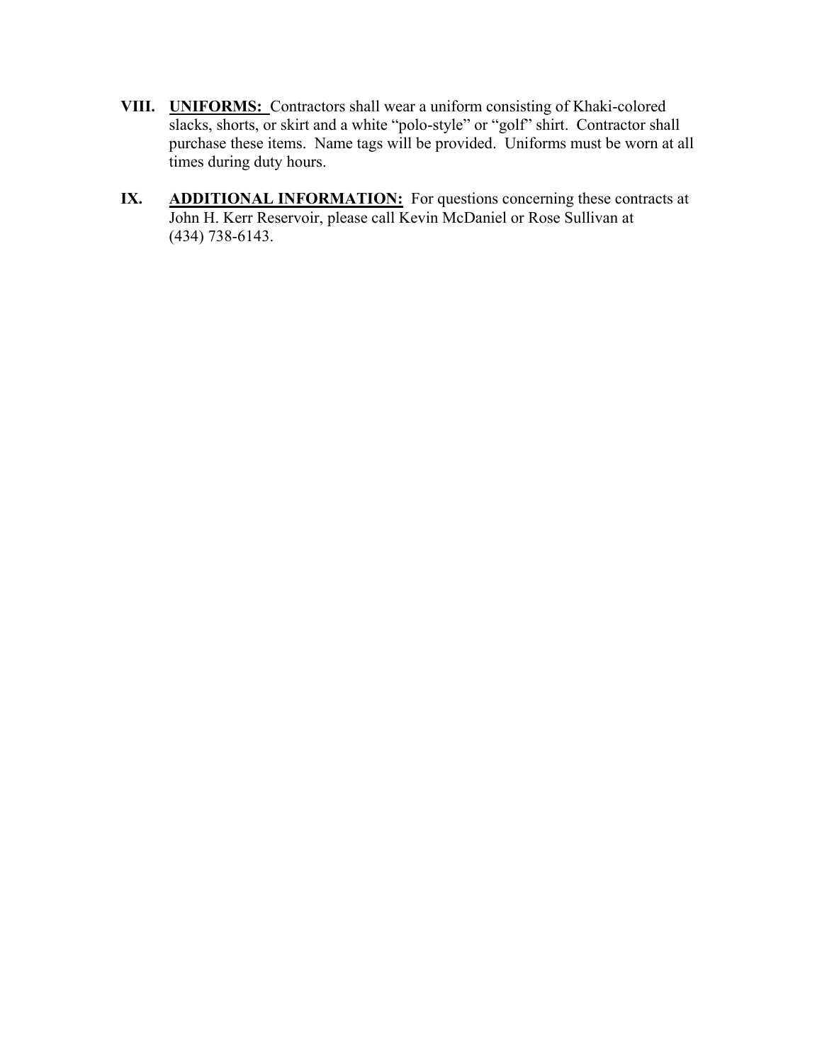**VIII.** **UNIFORMS:** Contractors shall wear a uniform consisting of Khaki-colored slacks, shorts, or skirt and a white "polo-style" or "golf" shirt. Contractor shall purchase these items. Name tags will be provided. Uniforms must be worn at all times during duty hours.

**IX.** **ADDITIONAL INFORMATION:** For questions concerning these contracts at John H. Kerr Reservoir, please call Kevin McDaniel or Rose Sullivan at (434) 738-6143.